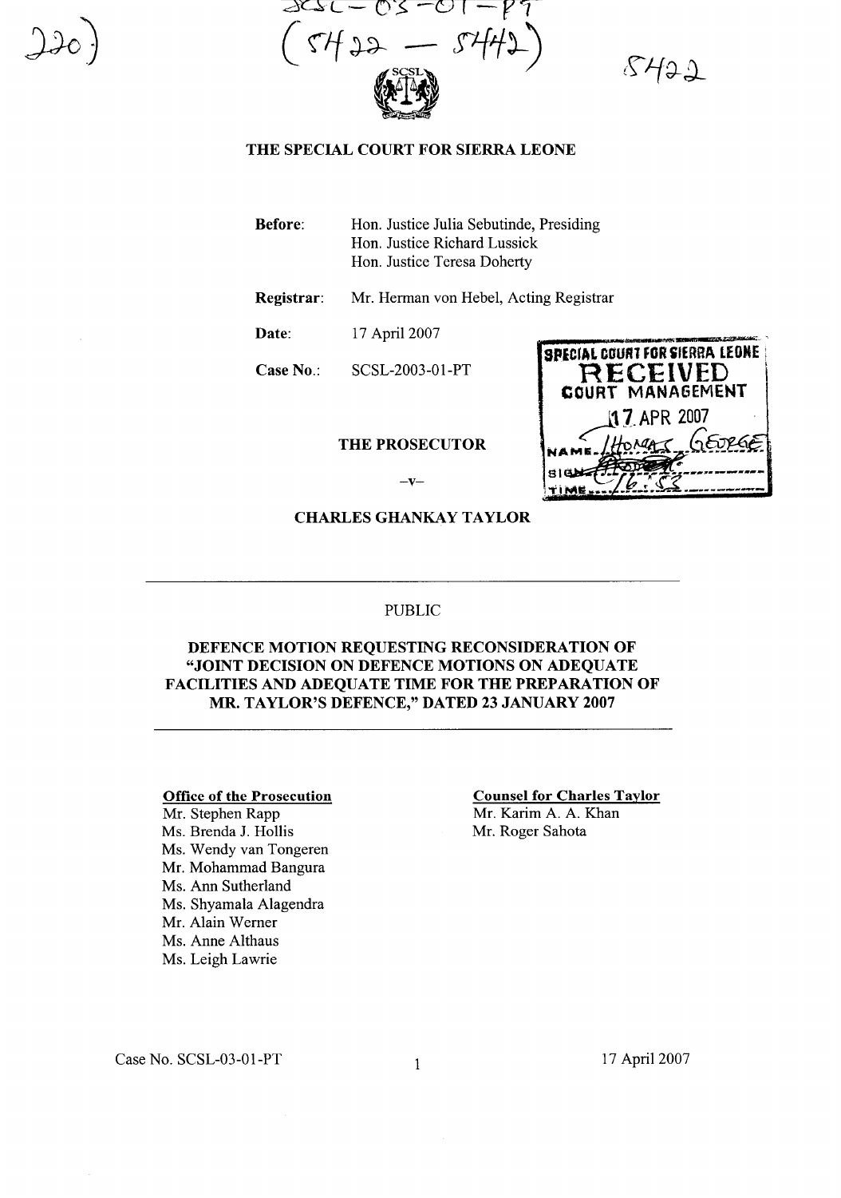SCSL-03-01-PT
(5422 — 5442)

5422

220)

# THE SPECIAL COURT FOR SIERRA LEONE

**Before:** Hon. Justice Julia Sebutinde, Presiding
Hon. Justice Richard Lussick
Hon. Justice Teresa Doherty

**Registrar:** Mr. Herman von Hebel, Acting Registrar

**Date:** 17 April 2007

**Case No.:** SCSL-2003-01-PT

SPECIAL COURT FOR SIERRA LEONE
RECEIVED
COURT MANAGEMENT
17 APR 2007
NAME: THOMAS GEORGE
SIGN:
TIME: 16:53

**THE PROSECUTOR**

–v–

**CHARLES GHANKAY TAYLOR**

---

PUBLIC

## DEFENCE MOTION REQUESTING RECONSIDERATION OF "JOINT DECISION ON DEFENCE MOTIONS ON ADEQUATE FACILITIES AND ADEQUATE TIME FOR THE PREPARATION OF MR. TAYLOR'S DEFENCE," DATED 23 JANUARY 2007

---

**Office of the Prosecution**
Mr. Stephen Rapp
Ms. Brenda J. Hollis
Ms. Wendy van Tongeren
Mr. Mohammad Bangura
Ms. Ann Sutherland
Ms. Shyamala Alagendra
Mr. Alain Werner
Ms. Anne Althaus
Ms. Leigh Lawrie

**Counsel for Charles Taylor**
Mr. Karim A. A. Khan
Mr. Roger Sahota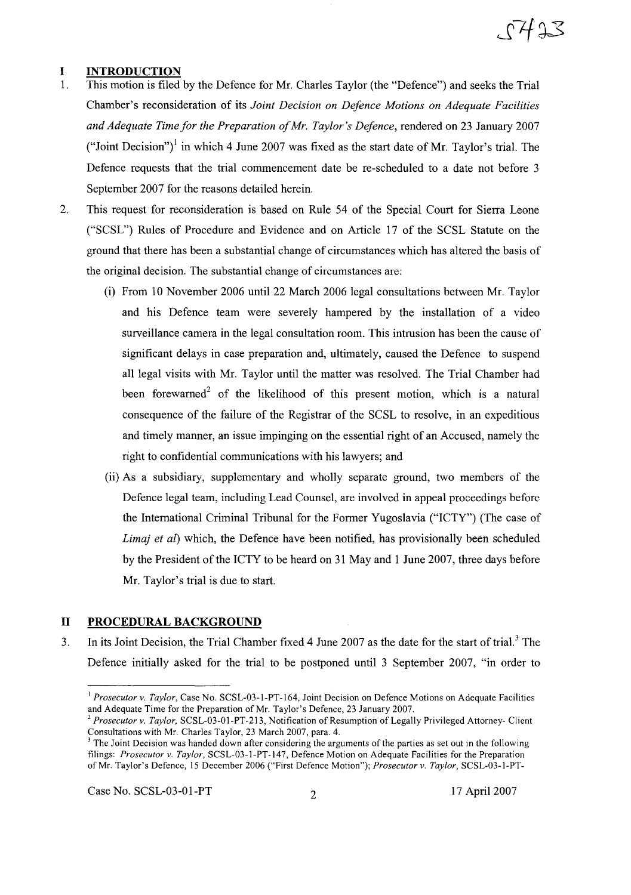## I INTRODUCTION

1. This motion is filed by the Defence for Mr. Charles Taylor (the "Defence") and seeks the Trial Chamber's reconsideration of its *Joint Decision on Defence Motions on Adequate Facilities and Adequate Time for the Preparation of Mr. Taylor's Defence*, rendered on 23 January 2007 ("Joint Decision")[1] in which 4 June 2007 was fixed as the start date of Mr. Taylor's trial. The Defence requests that the trial commencement date be re-scheduled to a date not before 3 September 2007 for the reasons detailed herein.

2. This request for reconsideration is based on Rule 54 of the Special Court for Sierra Leone ("SCSL") Rules of Procedure and Evidence and on Article 17 of the SCSL Statute on the ground that there has been a substantial change of circumstances which has altered the basis of the original decision. The substantial change of circumstances are:

   (i) From 10 November 2006 until 22 March 2006 legal consultations between Mr. Taylor and his Defence team were severely hampered by the installation of a video surveillance camera in the legal consultation room. This intrusion has been the cause of significant delays in case preparation and, ultimately, caused the Defence to suspend all legal visits with Mr. Taylor until the matter was resolved. The Trial Chamber had been forewarned[2] of the likelihood of this present motion, which is a natural consequence of the failure of the Registrar of the SCSL to resolve, in an expeditious and timely manner, an issue impinging on the essential right of an Accused, namely the right to confidential communications with his lawyers; and

   (ii) As a subsidiary, supplementary and wholly separate ground, two members of the Defence legal team, including Lead Counsel, are involved in appeal proceedings before the International Criminal Tribunal for the Former Yugoslavia ("ICTY") (The case of *Limaj et al*) which, the Defence have been notified, has provisionally been scheduled by the President of the ICTY to be heard on 31 May and 1 June 2007, three days before Mr. Taylor's trial is due to start.

## II PROCEDURAL BACKGROUND

3. In its Joint Decision, the Trial Chamber fixed 4 June 2007 as the date for the start of trial.[3] The Defence initially asked for the trial to be postponed until 3 September 2007, "in order to

---

[1] *Prosecutor v. Taylor*, Case No. SCSL-03-1-PT-164, Joint Decision on Defence Motions on Adequate Facilities and Adequate Time for the Preparation of Mr. Taylor's Defence, 23 January 2007.

[2] *Prosecutor v. Taylor*, SCSL-03-01-PT-213, Notification of Resumption of Legally Privileged Attorney- Client Consultations with Mr. Charles Taylor, 23 March 2007, para. 4.

[3] The Joint Decision was handed down after considering the arguments of the parties as set out in the following filings: *Prosecutor v. Taylor*, SCSL-03-1-PT-147, Defence Motion on Adequate Facilities for the Preparation of Mr. Taylor's Defence, 15 December 2006 ("First Defence Motion"); *Prosecutor v. Taylor*, SCSL-03-1-PT-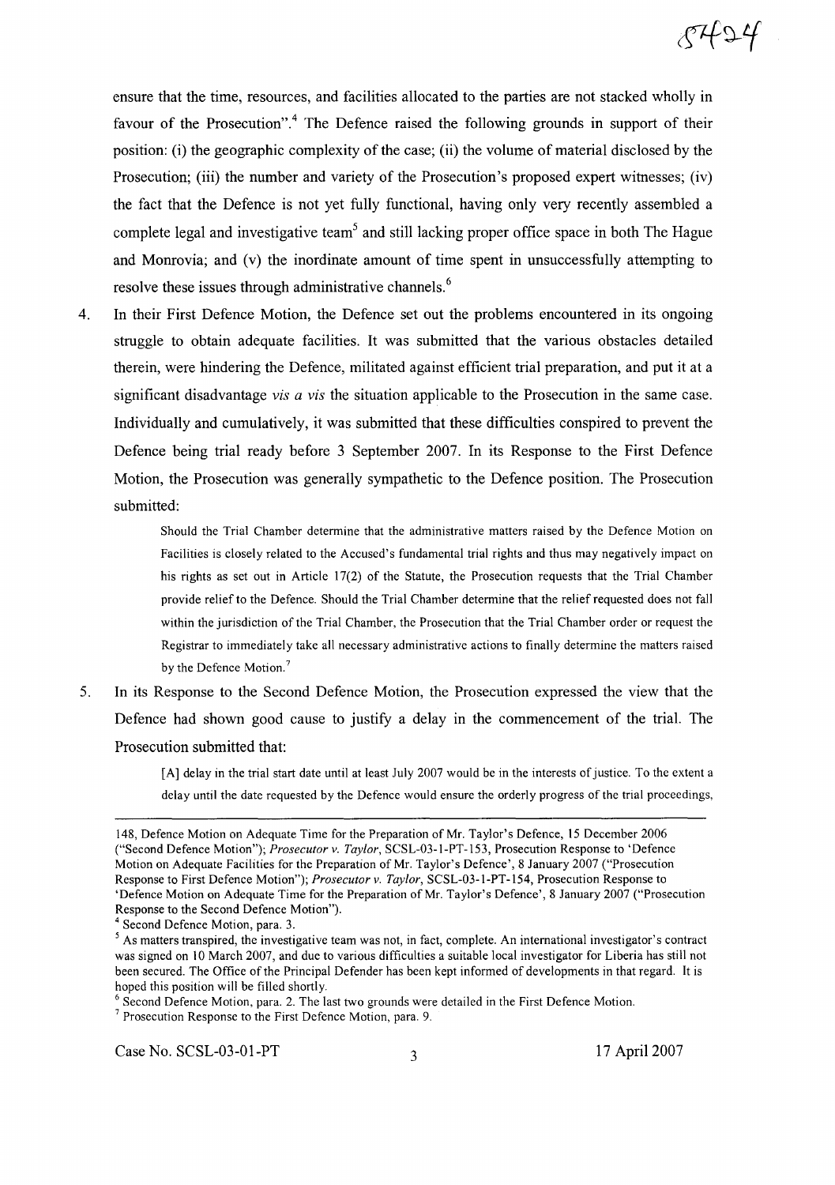ensure that the time, resources, and facilities allocated to the parties are not stacked wholly in favour of the Prosecution".[4] The Defence raised the following grounds in support of their position: (i) the geographic complexity of the case; (ii) the volume of material disclosed by the Prosecution; (iii) the number and variety of the Prosecution's proposed expert witnesses; (iv) the fact that the Defence is not yet fully functional, having only very recently assembled a complete legal and investigative team[5] and still lacking proper office space in both The Hague and Monrovia; and (v) the inordinate amount of time spent in unsuccessfully attempting to resolve these issues through administrative channels.[6]

4. In their First Defence Motion, the Defence set out the problems encountered in its ongoing struggle to obtain adequate facilities. It was submitted that the various obstacles detailed therein, were hindering the Defence, militated against efficient trial preparation, and put it at a significant disadvantage *vis a vis* the situation applicable to the Prosecution in the same case. Individually and cumulatively, it was submitted that these difficulties conspired to prevent the Defence being trial ready before 3 September 2007. In its Response to the First Defence Motion, the Prosecution was generally sympathetic to the Defence position. The Prosecution submitted:

> Should the Trial Chamber determine that the administrative matters raised by the Defence Motion on Facilities is closely related to the Accused's fundamental trial rights and thus may negatively impact on his rights as set out in Article 17(2) of the Statute, the Prosecution requests that the Trial Chamber provide relief to the Defence. Should the Trial Chamber determine that the relief requested does not fall within the jurisdiction of the Trial Chamber, the Prosecution that the Trial Chamber order or request the Registrar to immediately take all necessary administrative actions to finally determine the matters raised by the Defence Motion.[7]

5. In its Response to the Second Defence Motion, the Prosecution expressed the view that the Defence had shown good cause to justify a delay in the commencement of the trial. The Prosecution submitted that:

> [A] delay in the trial start date until at least July 2007 would be in the interests of justice. To the extent a delay until the date requested by the Defence would ensure the orderly progress of the trial proceedings,

---

148, Defence Motion on Adequate Time for the Preparation of Mr. Taylor's Defence, 15 December 2006 ("Second Defence Motion"); *Prosecutor v. Taylor*, SCSL-03-1-PT-153, Prosecution Response to 'Defence Motion on Adequate Facilities for the Preparation of Mr. Taylor's Defence', 8 January 2007 ("Prosecution Response to First Defence Motion"); *Prosecutor v. Taylor*, SCSL-03-1-PT-154, Prosecution Response to 'Defence Motion on Adequate Time for the Preparation of Mr. Taylor's Defence', 8 January 2007 ("Prosecution Response to the Second Defence Motion").

[4] Second Defence Motion, para. 3.

[5] As matters transpired, the investigative team was not, in fact, complete. An international investigator's contract was signed on 10 March 2007, and due to various difficulties a suitable local investigator for Liberia has still not been secured. The Office of the Principal Defender has been kept informed of developments in that regard. It is hoped this position will be filled shortly.

[6] Second Defence Motion, para. 2. The last two grounds were detailed in the First Defence Motion.

[7] Prosecution Response to the First Defence Motion, para. 9.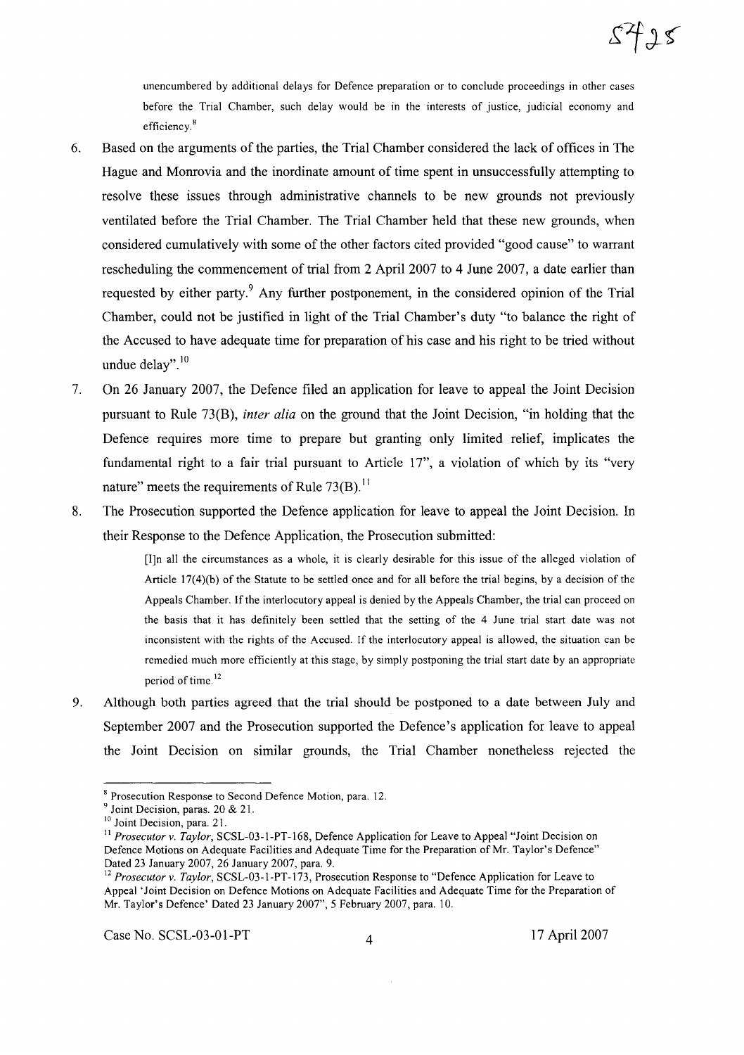unencumbered by additional delays for Defence preparation or to conclude proceedings in other cases before the Trial Chamber, such delay would be in the interests of justice, judicial economy and efficiency.[8]

6. Based on the arguments of the parties, the Trial Chamber considered the lack of offices in The Hague and Monrovia and the inordinate amount of time spent in unsuccessfully attempting to resolve these issues through administrative channels to be new grounds not previously ventilated before the Trial Chamber. The Trial Chamber held that these new grounds, when considered cumulatively with some of the other factors cited provided "good cause" to warrant rescheduling the commencement of trial from 2 April 2007 to 4 June 2007, a date earlier than requested by either party.[9] Any further postponement, in the considered opinion of the Trial Chamber, could not be justified in light of the Trial Chamber's duty "to balance the right of the Accused to have adequate time for preparation of his case and his right to be tried without undue delay".[10]

7. On 26 January 2007, the Defence filed an application for leave to appeal the Joint Decision pursuant to Rule 73(B), *inter alia* on the ground that the Joint Decision, "in holding that the Defence requires more time to prepare but granting only limited relief, implicates the fundamental right to a fair trial pursuant to Article 17", a violation of which by its "very nature" meets the requirements of Rule 73(B).[11]

8. The Prosecution supported the Defence application for leave to appeal the Joint Decision. In their Response to the Defence Application, the Prosecution submitted:

> [I]n all the circumstances as a whole, it is clearly desirable for this issue of the alleged violation of Article 17(4)(b) of the Statute to be settled once and for all before the trial begins, by a decision of the Appeals Chamber. If the interlocutory appeal is denied by the Appeals Chamber, the trial can proceed on the basis that it has definitely been settled that the setting of the 4 June trial start date was not inconsistent with the rights of the Accused. If the interlocutory appeal is allowed, the situation can be remedied much more efficiently at this stage, by simply postponing the trial start date by an appropriate period of time.[12]

9. Although both parties agreed that the trial should be postponed to a date between July and September 2007 and the Prosecution supported the Defence's application for leave to appeal the Joint Decision on similar grounds, the Trial Chamber nonetheless rejected the

---

[8] Prosecution Response to Second Defence Motion, para. 12.

[9] Joint Decision, paras. 20 & 21.

[10] Joint Decision, para. 21.

[11] *Prosecutor v. Taylor*, SCSL-03-1-PT-168, Defence Application for Leave to Appeal "Joint Decision on Defence Motions on Adequate Facilities and Adequate Time for the Preparation of Mr. Taylor's Defence" Dated 23 January 2007, 26 January 2007, para. 9.

[12] *Prosecutor v. Taylor*, SCSL-03-1-PT-173, Prosecution Response to "Defence Application for Leave to Appeal 'Joint Decision on Defence Motions on Adequate Facilities and Adequate Time for the Preparation of Mr. Taylor's Defence' Dated 23 January 2007", 5 February 2007, para. 10.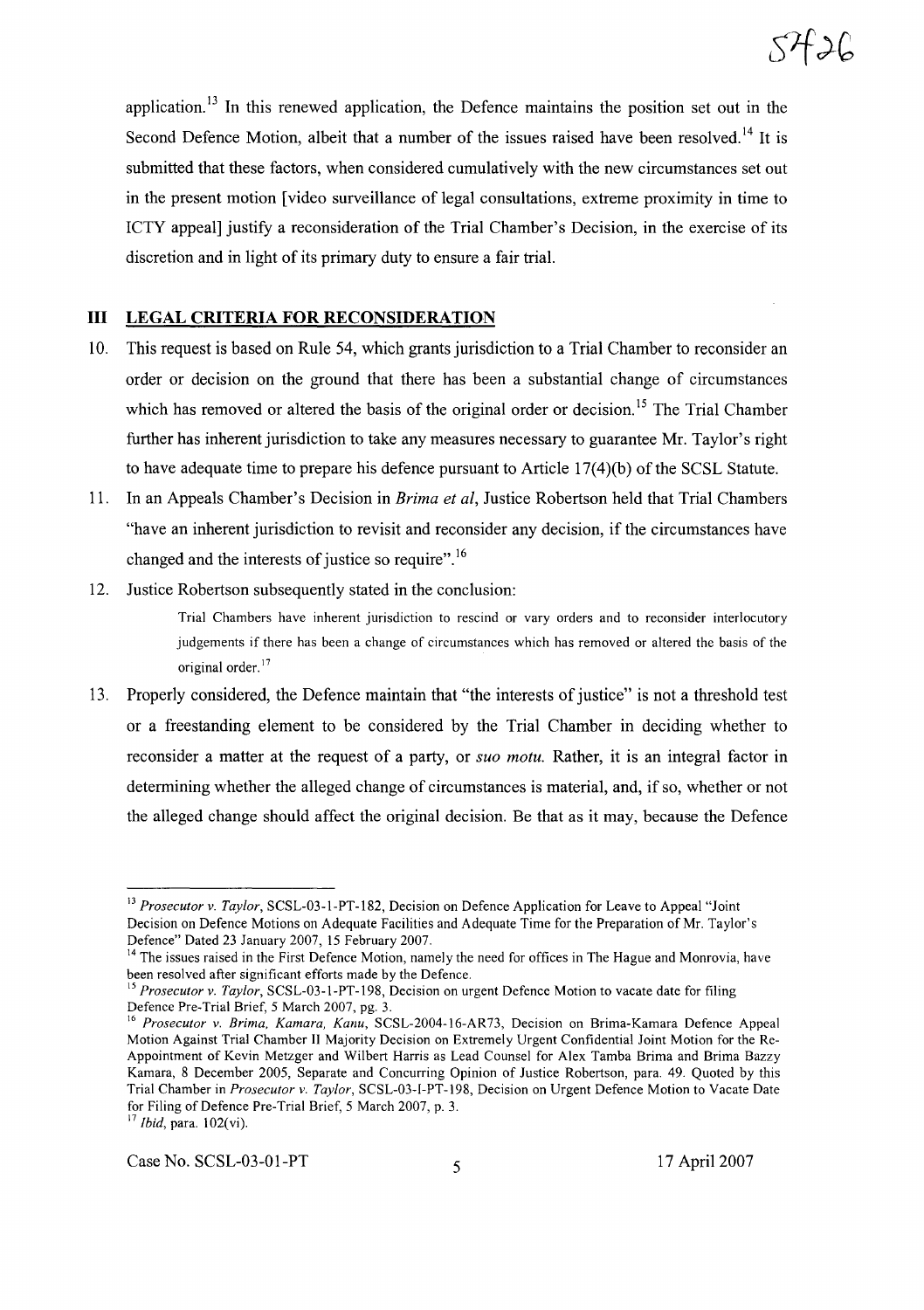application.[13] In this renewed application, the Defence maintains the position set out in the Second Defence Motion, albeit that a number of the issues raised have been resolved.[14] It is submitted that these factors, when considered cumulatively with the new circumstances set out in the present motion [video surveillance of legal consultations, extreme proximity in time to ICTY appeal] justify a reconsideration of the Trial Chamber's Decision, in the exercise of its discretion and in light of its primary duty to ensure a fair trial.

## III LEGAL CRITERIA FOR RECONSIDERATION

10. This request is based on Rule 54, which grants jurisdiction to a Trial Chamber to reconsider an order or decision on the ground that there has been a substantial change of circumstances which has removed or altered the basis of the original order or decision.[15] The Trial Chamber further has inherent jurisdiction to take any measures necessary to guarantee Mr. Taylor's right to have adequate time to prepare his defence pursuant to Article 17(4)(b) of the SCSL Statute.

11. In an Appeals Chamber's Decision in *Brima et al*, Justice Robertson held that Trial Chambers "have an inherent jurisdiction to revisit and reconsider any decision, if the circumstances have changed and the interests of justice so require".[16]

12. Justice Robertson subsequently stated in the conclusion:

> Trial Chambers have inherent jurisdiction to rescind or vary orders and to reconsider interlocutory judgements if there has been a change of circumstances which has removed or altered the basis of the original order.[17]

13. Properly considered, the Defence maintain that "the interests of justice" is not a threshold test or a freestanding element to be considered by the Trial Chamber in deciding whether to reconsider a matter at the request of a party, or *suo motu*. Rather, it is an integral factor in determining whether the alleged change of circumstances is material, and, if so, whether or not the alleged change should affect the original decision. Be that as it may, because the Defence

---

[13] *Prosecutor v. Taylor*, SCSL-03-1-PT-182, Decision on Defence Application for Leave to Appeal "Joint Decision on Defence Motions on Adequate Facilities and Adequate Time for the Preparation of Mr. Taylor's Defence" Dated 23 January 2007, 15 February 2007.

[14] The issues raised in the First Defence Motion, namely the need for offices in The Hague and Monrovia, have been resolved after significant efforts made by the Defence.

[15] *Prosecutor v. Taylor*, SCSL-03-1-PT-198, Decision on urgent Defence Motion to vacate date for filing Defence Pre-Trial Brief, 5 March 2007, pg. 3.

[16] *Prosecutor v. Brima, Kamara, Kanu*, SCSL-2004-16-AR73, Decision on Brima-Kamara Defence Appeal Motion Against Trial Chamber II Majority Decision on Extremely Urgent Confidential Joint Motion for the Re-Appointment of Kevin Metzger and Wilbert Harris as Lead Counsel for Alex Tamba Brima and Brima Bazzy Kamara, 8 December 2005, Separate and Concurring Opinion of Justice Robertson, para. 49. Quoted by this Trial Chamber in *Prosecutor v. Taylor*, SCSL-03-I-PT-198, Decision on Urgent Defence Motion to Vacate Date for Filing of Defence Pre-Trial Brief, 5 March 2007, p. 3.

[17] *Ibid*, para. 102(vi).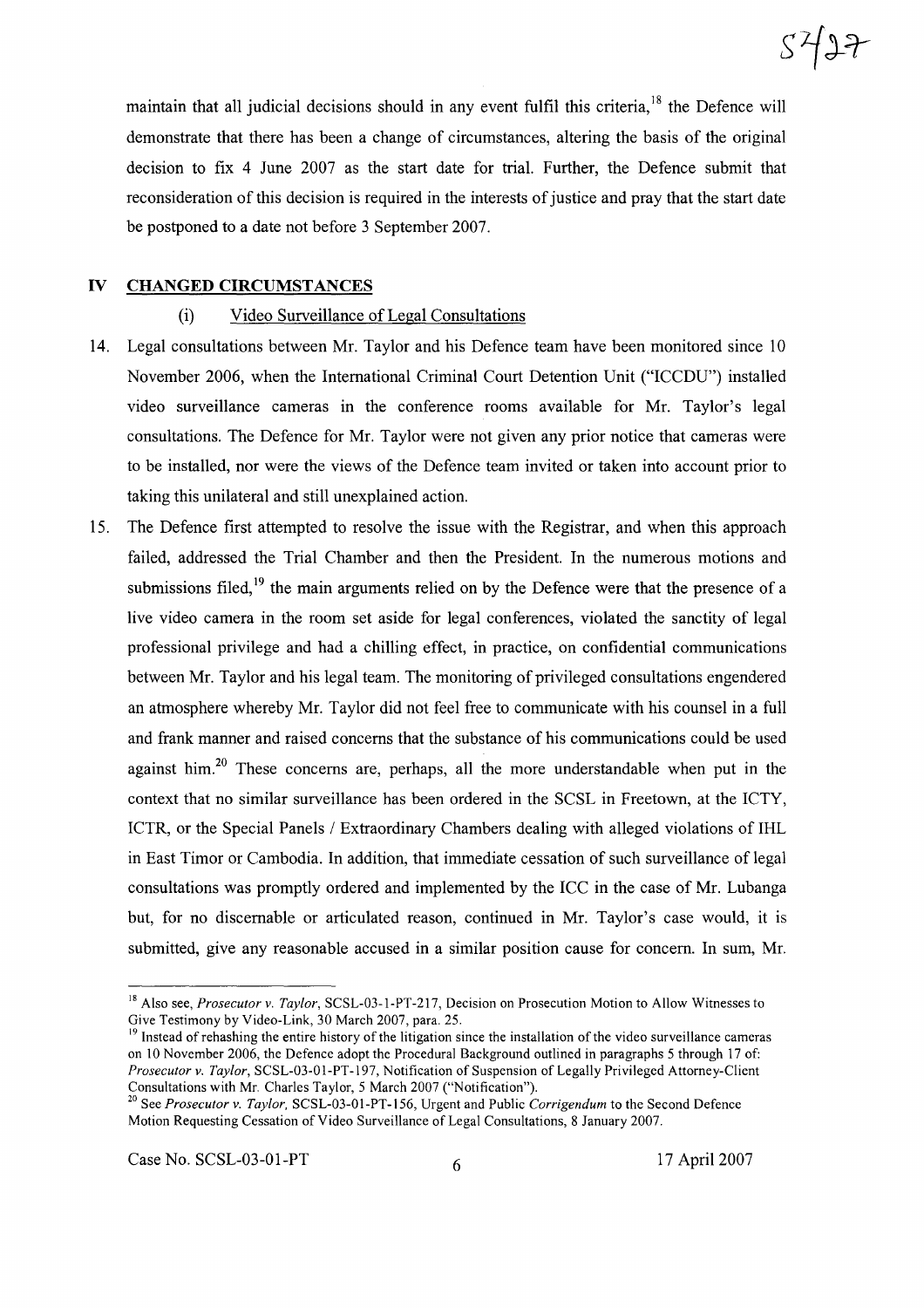maintain that all judicial decisions should in any event fulfil this criteria,[18] the Defence will demonstrate that there has been a change of circumstances, altering the basis of the original decision to fix 4 June 2007 as the start date for trial. Further, the Defence submit that reconsideration of this decision is required in the interests of justice and pray that the start date be postponed to a date not before 3 September 2007.

## IV CHANGED CIRCUMSTANCES

### (i) Video Surveillance of Legal Consultations

14. Legal consultations between Mr. Taylor and his Defence team have been monitored since 10 November 2006, when the International Criminal Court Detention Unit ("ICCDU") installed video surveillance cameras in the conference rooms available for Mr. Taylor's legal consultations. The Defence for Mr. Taylor were not given any prior notice that cameras were to be installed, nor were the views of the Defence team invited or taken into account prior to taking this unilateral and still unexplained action.

15. The Defence first attempted to resolve the issue with the Registrar, and when this approach failed, addressed the Trial Chamber and then the President. In the numerous motions and submissions filed,[19] the main arguments relied on by the Defence were that the presence of a live video camera in the room set aside for legal conferences, violated the sanctity of legal professional privilege and had a chilling effect, in practice, on confidential communications between Mr. Taylor and his legal team. The monitoring of privileged consultations engendered an atmosphere whereby Mr. Taylor did not feel free to communicate with his counsel in a full and frank manner and raised concerns that the substance of his communications could be used against him.[20] These concerns are, perhaps, all the more understandable when put in the context that no similar surveillance has been ordered in the SCSL in Freetown, at the ICTY, ICTR, or the Special Panels / Extraordinary Chambers dealing with alleged violations of IHL in East Timor or Cambodia. In addition, that immediate cessation of such surveillance of legal consultations was promptly ordered and implemented by the ICC in the case of Mr. Lubanga but, for no discernable or articulated reason, continued in Mr. Taylor's case would, it is submitted, give any reasonable accused in a similar position cause for concern. In sum, Mr.

---

[18] Also see, *Prosecutor v. Taylor*, SCSL-03-1-PT-217, Decision on Prosecution Motion to Allow Witnesses to Give Testimony by Video-Link, 30 March 2007, para. 25.

[19] Instead of rehashing the entire history of the litigation since the installation of the video surveillance cameras on 10 November 2006, the Defence adopt the Procedural Background outlined in paragraphs 5 through 17 of: *Prosecutor v. Taylor*, SCSL-03-01-PT-197, Notification of Suspension of Legally Privileged Attorney-Client Consultations with Mr. Charles Taylor, 5 March 2007 ("Notification").

[20] See *Prosecutor v. Taylor*, SCSL-03-01-PT-156, Urgent and Public *Corrigendum* to the Second Defence Motion Requesting Cessation of Video Surveillance of Legal Consultations, 8 January 2007.

Case No. SCSL-03-01-PT 17 April 2007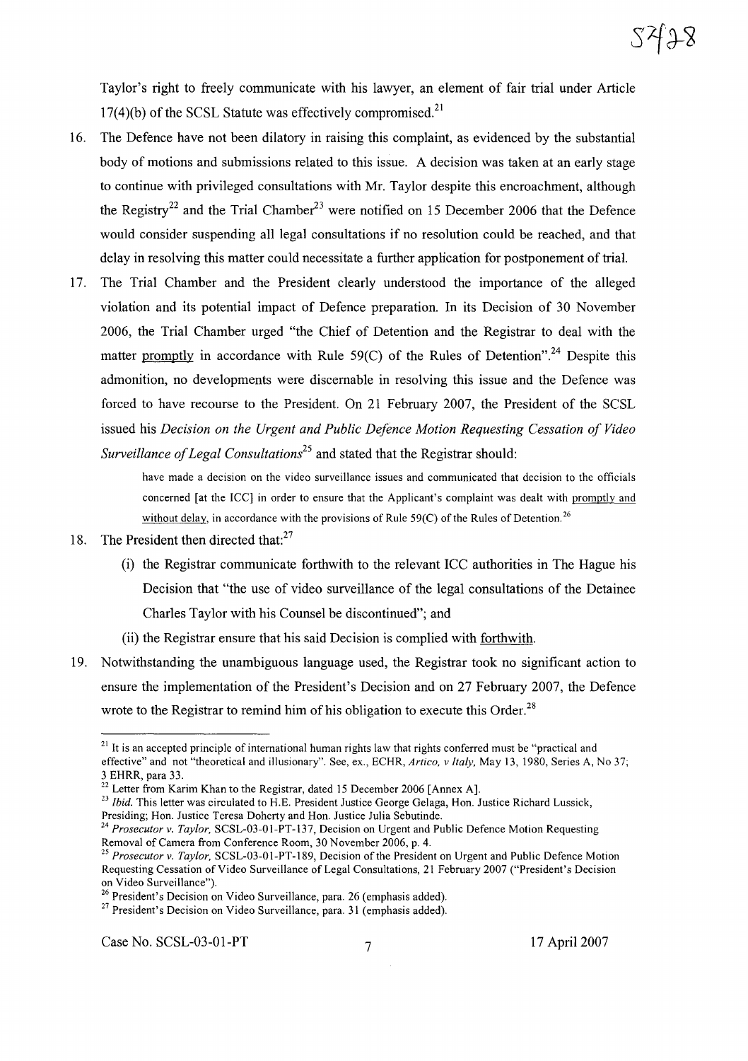Taylor's right to freely communicate with his lawyer, an element of fair trial under Article 17(4)(b) of the SCSL Statute was effectively compromised.[21]

16. The Defence have not been dilatory in raising this complaint, as evidenced by the substantial body of motions and submissions related to this issue. A decision was taken at an early stage to continue with privileged consultations with Mr. Taylor despite this encroachment, although the Registry[22] and the Trial Chamber[23] were notified on 15 December 2006 that the Defence would consider suspending all legal consultations if no resolution could be reached, and that delay in resolving this matter could necessitate a further application for postponement of trial.

17. The Trial Chamber and the President clearly understood the importance of the alleged violation and its potential impact of Defence preparation. In its Decision of 30 November 2006, the Trial Chamber urged "the Chief of Detention and the Registrar to deal with the matter promptly in accordance with Rule 59(C) of the Rules of Detention".[24] Despite this admonition, no developments were discernable in resolving this issue and the Defence was forced to have recourse to the President. On 21 February 2007, the President of the SCSL issued his *Decision on the Urgent and Public Defence Motion Requesting Cessation of Video Surveillance of Legal Consultations*[25] and stated that the Registrar should:

> have made a decision on the video surveillance issues and communicated that decision to the officials concerned [at the ICC] in order to ensure that the Applicant's complaint was dealt with promptly and without delay, in accordance with the provisions of Rule 59(C) of the Rules of Detention.[26]

18. The President then directed that:[27]

    (i) the Registrar communicate forthwith to the relevant ICC authorities in The Hague his Decision that "the use of video surveillance of the legal consultations of the Detainee Charles Taylor with his Counsel be discontinued"; and

    (ii) the Registrar ensure that his said Decision is complied with forthwith.

19. Notwithstanding the unambiguous language used, the Registrar took no significant action to ensure the implementation of the President's Decision and on 27 February 2007, the Defence wrote to the Registrar to remind him of his obligation to execute this Order.[28]

---

[21] It is an accepted principle of international human rights law that rights conferred must be "practical and effective" and not "theoretical and illusionary". See, ex., ECHR, *Artico, v Italy*, May 13, 1980, Series A, No 37; 3 EHRR, para 33.

[22] Letter from Karim Khan to the Registrar, dated 15 December 2006 [Annex A].

[23] *Ibid.* This letter was circulated to H.E. President Justice George Gelaga, Hon. Justice Richard Lussick, Presiding; Hon. Justice Teresa Doherty and Hon. Justice Julia Sebutinde.

[24] *Prosecutor v. Taylor*, SCSL-03-01-PT-137, Decision on Urgent and Public Defence Motion Requesting Removal of Camera from Conference Room, 30 November 2006, p. 4.

[25] *Prosecutor v. Taylor*, SCSL-03-01-PT-189, Decision of the President on Urgent and Public Defence Motion Requesting Cessation of Video Surveillance of Legal Consultations, 21 February 2007 ("President's Decision on Video Surveillance").

[26] President's Decision on Video Surveillance, para. 26 (emphasis added).

[27] President's Decision on Video Surveillance, para. 31 (emphasis added).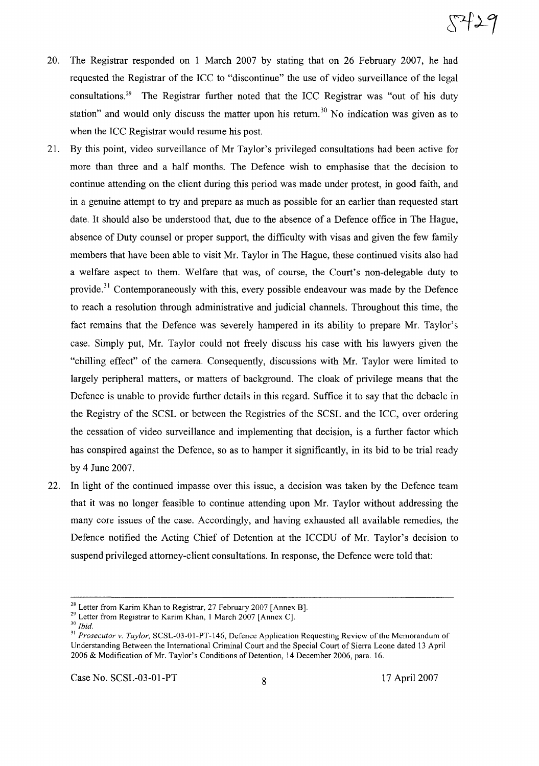20. The Registrar responded on 1 March 2007 by stating that on 26 February 2007, he had requested the Registrar of the ICC to "discontinue" the use of video surveillance of the legal consultations.[29] The Registrar further noted that the ICC Registrar was "out of his duty station" and would only discuss the matter upon his return.[30] No indication was given as to when the ICC Registrar would resume his post.

21. By this point, video surveillance of Mr Taylor's privileged consultations had been active for more than three and a half months. The Defence wish to emphasise that the decision to continue attending on the client during this period was made under protest, in good faith, and in a genuine attempt to try and prepare as much as possible for an earlier than requested start date. It should also be understood that, due to the absence of a Defence office in The Hague, absence of Duty counsel or proper support, the difficulty with visas and given the few family members that have been able to visit Mr. Taylor in The Hague, these continued visits also had a welfare aspect to them. Welfare that was, of course, the Court's non-delegable duty to provide.[31] Contemporaneously with this, every possible endeavour was made by the Defence to reach a resolution through administrative and judicial channels. Throughout this time, the fact remains that the Defence was severely hampered in its ability to prepare Mr. Taylor's case. Simply put, Mr. Taylor could not freely discuss his case with his lawyers given the "chilling effect" of the camera. Consequently, discussions with Mr. Taylor were limited to largely peripheral matters, or matters of background. The cloak of privilege means that the Defence is unable to provide further details in this regard. Suffice it to say that the debacle in the Registry of the SCSL or between the Registries of the SCSL and the ICC, over ordering the cessation of video surveillance and implementing that decision, is a further factor which has conspired against the Defence, so as to hamper it significantly, in its bid to be trial ready by 4 June 2007.

22. In light of the continued impasse over this issue, a decision was taken by the Defence team that it was no longer feasible to continue attending upon Mr. Taylor without addressing the many core issues of the case. Accordingly, and having exhausted all available remedies, the Defence notified the Acting Chief of Detention at the ICCDU of Mr. Taylor's decision to suspend privileged attorney-client consultations. In response, the Defence were told that:

---

[28] Letter from Karim Khan to Registrar, 27 February 2007 [Annex B].

[29] Letter from Registrar to Karim Khan, 1 March 2007 [Annex C].

[30] *Ibid.*

[31] *Prosecutor v. Taylor*, SCSL-03-01-PT-146, Defence Application Requesting Review of the Memorandum of Understanding Between the International Criminal Court and the Special Court of Sierra Leone dated 13 April 2006 & Modification of Mr. Taylor's Conditions of Detention, 14 December 2006, para. 16.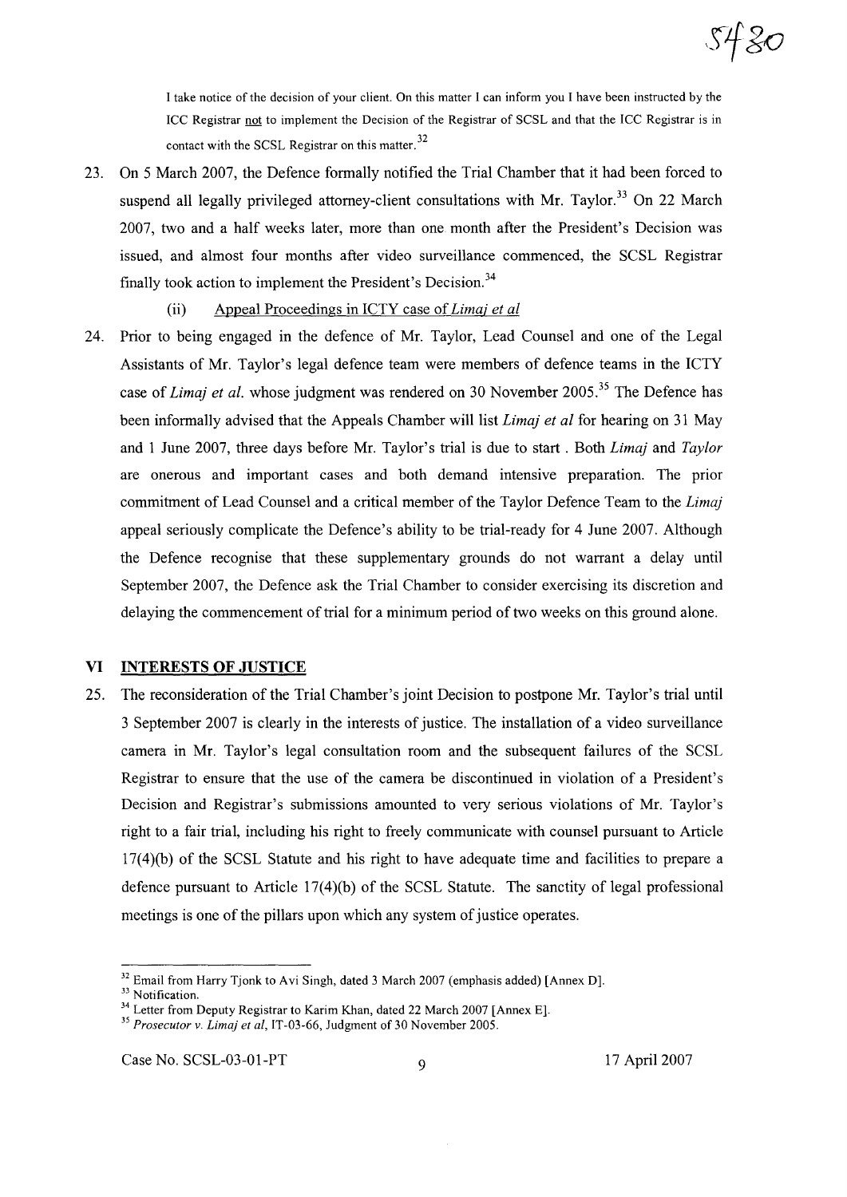> I take notice of the decision of your client. On this matter I can inform you I have been instructed by the ICC Registrar not to implement the Decision of the Registrar of SCSL and that the ICC Registrar is in contact with the SCSL Registrar on this matter.[32]

23. On 5 March 2007, the Defence formally notified the Trial Chamber that it had been forced to suspend all legally privileged attorney-client consultations with Mr. Taylor.[33] On 22 March 2007, two and a half weeks later, more than one month after the President's Decision was issued, and almost four months after video surveillance commenced, the SCSL Registrar finally took action to implement the President's Decision.[34]

    (ii) Appeal Proceedings in ICTY case of *Limaj et al*

24. Prior to being engaged in the defence of Mr. Taylor, Lead Counsel and one of the Legal Assistants of Mr. Taylor's legal defence team were members of defence teams in the ICTY case of *Limaj et al.* whose judgment was rendered on 30 November 2005.[35] The Defence has been informally advised that the Appeals Chamber will list *Limaj et al* for hearing on 31 May and 1 June 2007, three days before Mr. Taylor's trial is due to start . Both *Limaj* and *Taylor* are onerous and important cases and both demand intensive preparation. The prior commitment of Lead Counsel and a critical member of the Taylor Defence Team to the *Limaj* appeal seriously complicate the Defence's ability to be trial-ready for 4 June 2007. Although the Defence recognise that these supplementary grounds do not warrant a delay until September 2007, the Defence ask the Trial Chamber to consider exercising its discretion and delaying the commencement of trial for a minimum period of two weeks on this ground alone.

## VI INTERESTS OF JUSTICE

25. The reconsideration of the Trial Chamber's joint Decision to postpone Mr. Taylor's trial until 3 September 2007 is clearly in the interests of justice. The installation of a video surveillance camera in Mr. Taylor's legal consultation room and the subsequent failures of the SCSL Registrar to ensure that the use of the camera be discontinued in violation of a President's Decision and Registrar's submissions amounted to very serious violations of Mr. Taylor's right to a fair trial, including his right to freely communicate with counsel pursuant to Article 17(4)(b) of the SCSL Statute and his right to have adequate time and facilities to prepare a defence pursuant to Article 17(4)(b) of the SCSL Statute. The sanctity of legal professional meetings is one of the pillars upon which any system of justice operates.

---

[32] Email from Harry Tjonk to Avi Singh, dated 3 March 2007 (emphasis added) [Annex D].

[33] Notification.

[34] Letter from Deputy Registrar to Karim Khan, dated 22 March 2007 [Annex E].

[35] *Prosecutor v. Limaj et al*, IT-03-66, Judgment of 30 November 2005.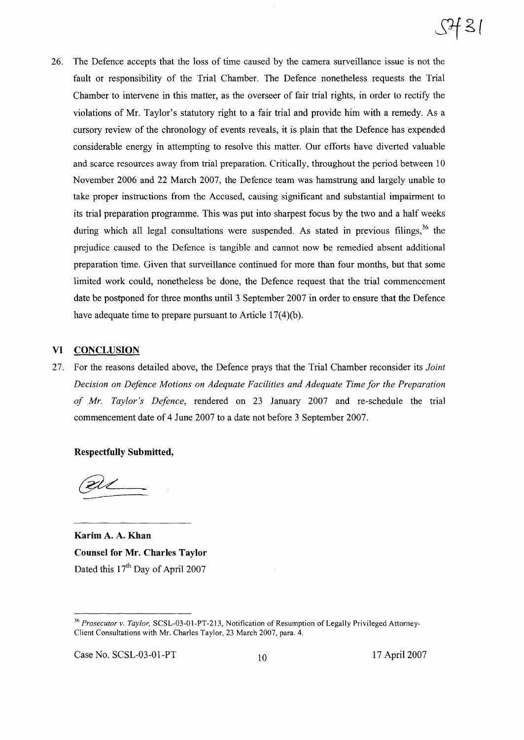26. The Defence accepts that the loss of time caused by the camera surveillance issue is not the fault or responsibility of the Trial Chamber. The Defence nonetheless requests the Trial Chamber to intervene in this matter, as the overseer of fair trial rights, in order to rectify the violations of Mr. Taylor's statutory right to a fair trial and provide him with a remedy. As a cursory review of the chronology of events reveals, it is plain that the Defence has expended considerable energy in attempting to resolve this matter. Our efforts have diverted valuable and scarce resources away from trial preparation. Critically, throughout the period between 10 November 2006 and 22 March 2007, the Defence team was hamstrung and largely unable to take proper instructions from the Accused, causing significant and substantial impairment to its trial preparation programme. This was put into sharpest focus by the two and a half weeks during which all legal consultations were suspended. As stated in previous filings,[36] the prejudice caused to the Defence is tangible and cannot now be remedied absent additional preparation time. Given that surveillance continued for more than four months, but that some limited work could, nonetheless be done, the Defence request that the trial commencement date be postponed for three months until 3 September 2007 in order to ensure that the Defence have adequate time to prepare pursuant to Article 17(4)(b).

## VI CONCLUSION

27. For the reasons detailed above, the Defence prays that the Trial Chamber reconsider its *Joint Decision on Defence Motions on Adequate Facilities and Adequate Time for the Preparation of Mr. Taylor's Defence*, rendered on 23 January 2007 and re-schedule the trial commencement date of 4 June 2007 to a date not before 3 September 2007.

**Respectfully Submitted,**

**Karim A. A. Khan**
**Counsel for Mr. Charles Taylor**
Dated this 17th Day of April 2007

[36] *Prosecutor v. Taylor,* SCSL-03-01-PT-213, Notification of Resumption of Legally Privileged Attorney-Client Consultations with Mr. Charles Taylor, 23 March 2007, para. 4.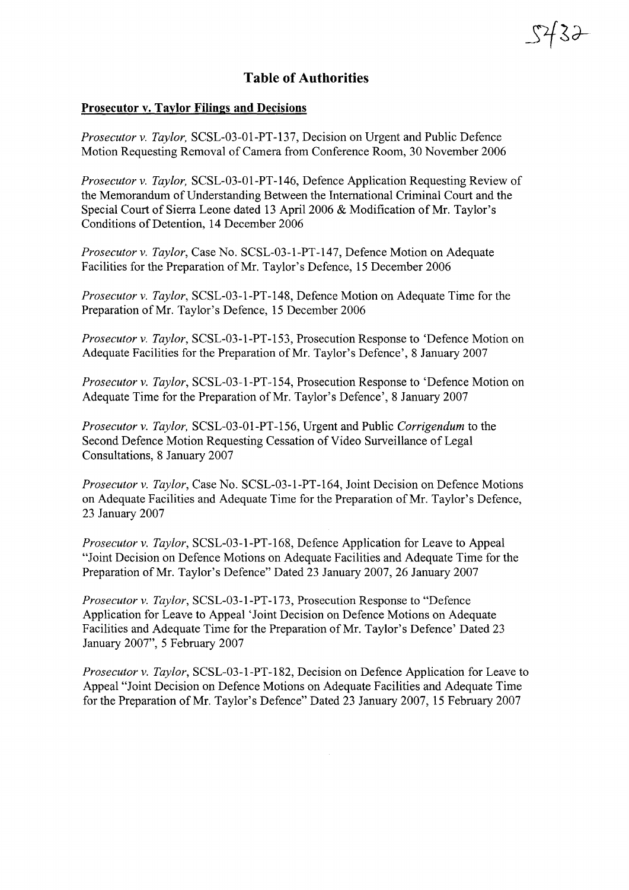# Table of Authorities

**Prosecutor v. Taylor Filings and Decisions**

*Prosecutor v. Taylor,* SCSL-03-01-PT-137, Decision on Urgent and Public Defence Motion Requesting Removal of Camera from Conference Room, 30 November 2006

*Prosecutor v. Taylor,* SCSL-03-01-PT-146, Defence Application Requesting Review of the Memorandum of Understanding Between the International Criminal Court and the Special Court of Sierra Leone dated 13 April 2006 & Modification of Mr. Taylor's Conditions of Detention, 14 December 2006

*Prosecutor v. Taylor*, Case No. SCSL-03-1-PT-147, Defence Motion on Adequate Facilities for the Preparation of Mr. Taylor's Defence, 15 December 2006

*Prosecutor v. Taylor*, SCSL-03-1-PT-148, Defence Motion on Adequate Time for the Preparation of Mr. Taylor's Defence, 15 December 2006

*Prosecutor v. Taylor*, SCSL-03-1-PT-153, Prosecution Response to 'Defence Motion on Adequate Facilities for the Preparation of Mr. Taylor's Defence', 8 January 2007

*Prosecutor v. Taylor*, SCSL-03-1-PT-154, Prosecution Response to 'Defence Motion on Adequate Time for the Preparation of Mr. Taylor's Defence', 8 January 2007

*Prosecutor v. Taylor,* SCSL-03-01-PT-156, Urgent and Public *Corrigendum* to the Second Defence Motion Requesting Cessation of Video Surveillance of Legal Consultations, 8 January 2007

*Prosecutor v. Taylor*, Case No. SCSL-03-1-PT-164, Joint Decision on Defence Motions on Adequate Facilities and Adequate Time for the Preparation of Mr. Taylor's Defence, 23 January 2007

*Prosecutor v. Taylor*, SCSL-03-1-PT-168, Defence Application for Leave to Appeal "Joint Decision on Defence Motions on Adequate Facilities and Adequate Time for the Preparation of Mr. Taylor's Defence" Dated 23 January 2007, 26 January 2007

*Prosecutor v. Taylor*, SCSL-03-1-PT-173, Prosecution Response to "Defence Application for Leave to Appeal 'Joint Decision on Defence Motions on Adequate Facilities and Adequate Time for the Preparation of Mr. Taylor's Defence' Dated 23 January 2007", 5 February 2007

*Prosecutor v. Taylor*, SCSL-03-1-PT-182, Decision on Defence Application for Leave to Appeal "Joint Decision on Defence Motions on Adequate Facilities and Adequate Time for the Preparation of Mr. Taylor's Defence" Dated 23 January 2007, 15 February 2007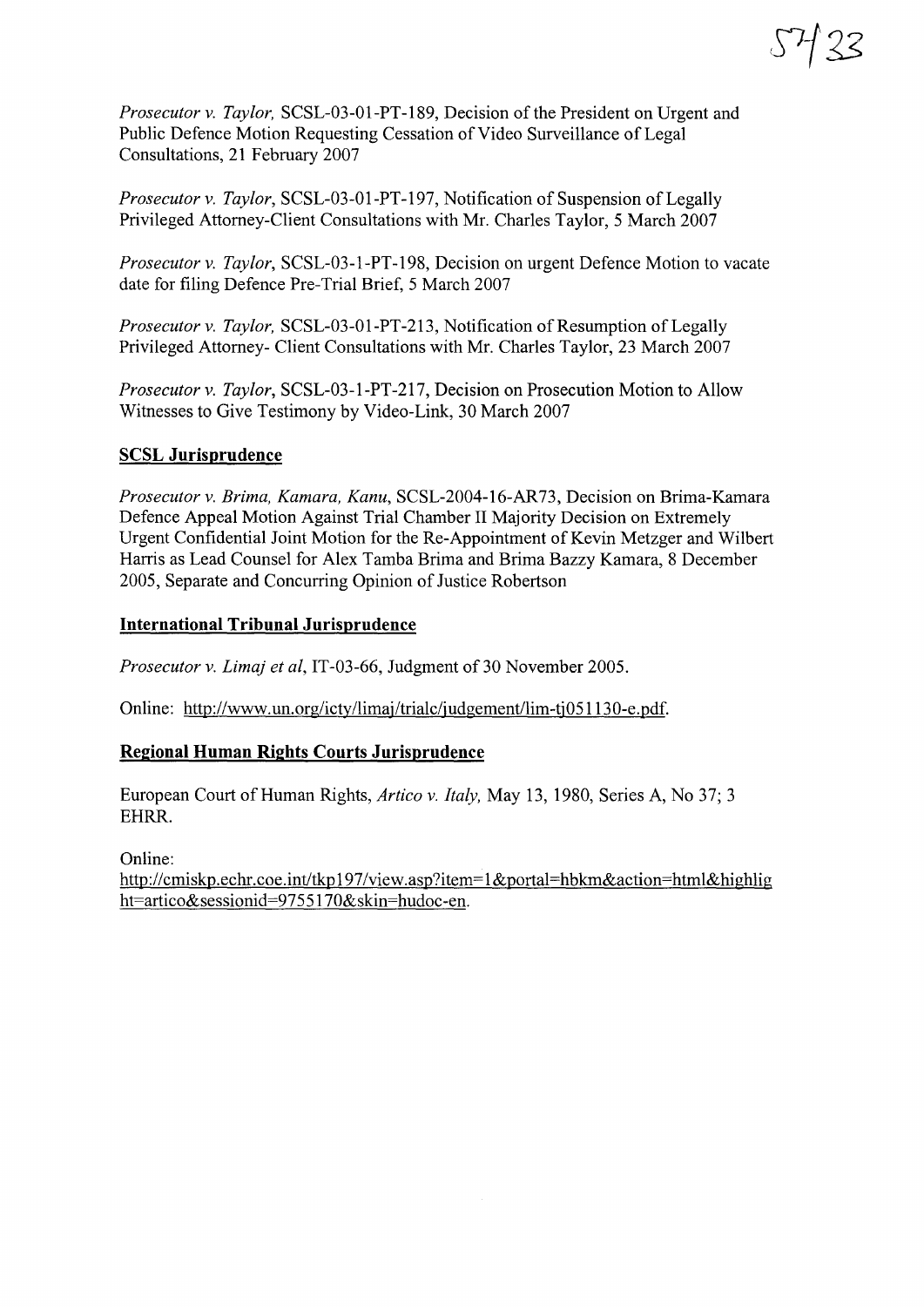*Prosecutor v. Taylor,* SCSL-03-01-PT-189, Decision of the President on Urgent and Public Defence Motion Requesting Cessation of Video Surveillance of Legal Consultations, 21 February 2007

*Prosecutor v. Taylor*, SCSL-03-01-PT-197, Notification of Suspension of Legally Privileged Attorney-Client Consultations with Mr. Charles Taylor, 5 March 2007

*Prosecutor v. Taylor*, SCSL-03-1-PT-198, Decision on urgent Defence Motion to vacate date for filing Defence Pre-Trial Brief, 5 March 2007

*Prosecutor v. Taylor,* SCSL-03-01-PT-213, Notification of Resumption of Legally Privileged Attorney- Client Consultations with Mr. Charles Taylor, 23 March 2007

*Prosecutor v. Taylor*, SCSL-03-1-PT-217, Decision on Prosecution Motion to Allow Witnesses to Give Testimony by Video-Link, 30 March 2007

**SCSL Jurisprudence**

*Prosecutor v. Brima, Kamara, Kanu*, SCSL-2004-16-AR73, Decision on Brima-Kamara Defence Appeal Motion Against Trial Chamber II Majority Decision on Extremely Urgent Confidential Joint Motion for the Re-Appointment of Kevin Metzger and Wilbert Harris as Lead Counsel for Alex Tamba Brima and Brima Bazzy Kamara, 8 December 2005, Separate and Concurring Opinion of Justice Robertson

**International Tribunal Jurisprudence**

*Prosecutor v. Limaj et al*, IT-03-66, Judgment of 30 November 2005.

Online: http://www.un.org/icty/limaj/trialc/judgement/lim-tj051130-e.pdf.

**Regional Human Rights Courts Jurisprudence**

European Court of Human Rights, *Artico v. Italy,* May 13, 1980, Series A, No 37; 3 EHRR.

Online:
http://cmiskp.echr.coe.int/tkp197/view.asp?item=1&portal=hbkm&action=html&highlight=artico&sessionid=9755170&skin=hudoc-en.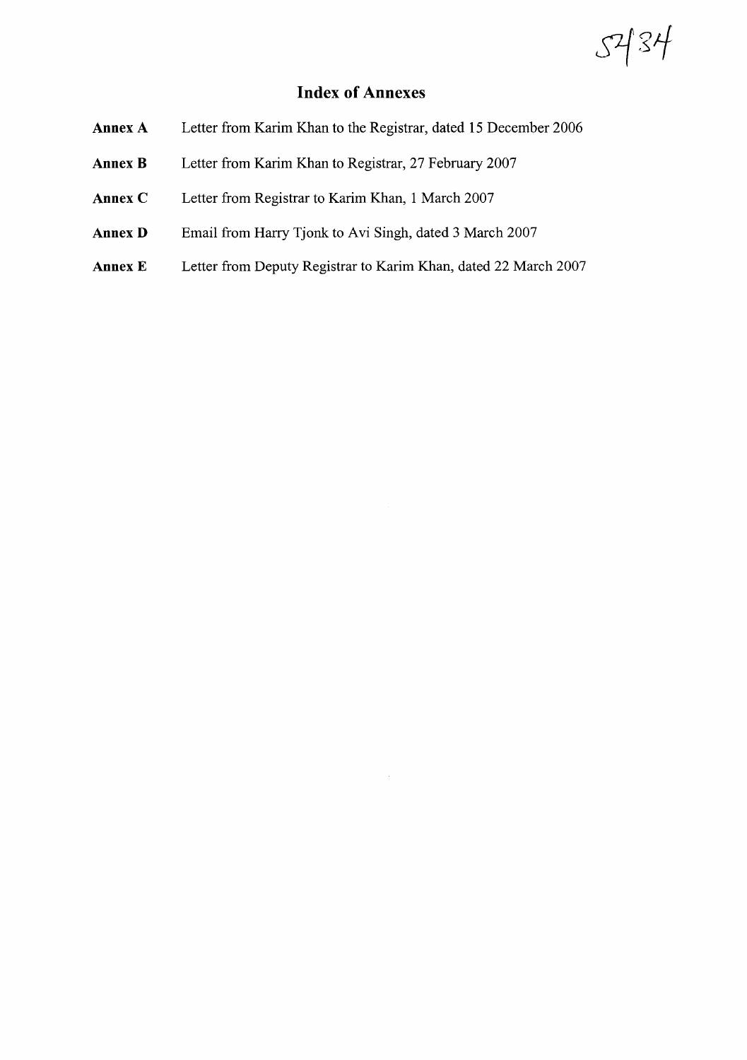# Index of Annexes

| | |
|---|---|
| **Annex A** | Letter from Karim Khan to the Registrar, dated 15 December 2006 |
| **Annex B** | Letter from Karim Khan to Registrar, 27 February 2007 |
| **Annex C** | Letter from Registrar to Karim Khan, 1 March 2007 |
| **Annex D** | Email from Harry Tjonk to Avi Singh, dated 3 March 2007 |
| **Annex E** | Letter from Deputy Registrar to Karim Khan, dated 22 March 2007 |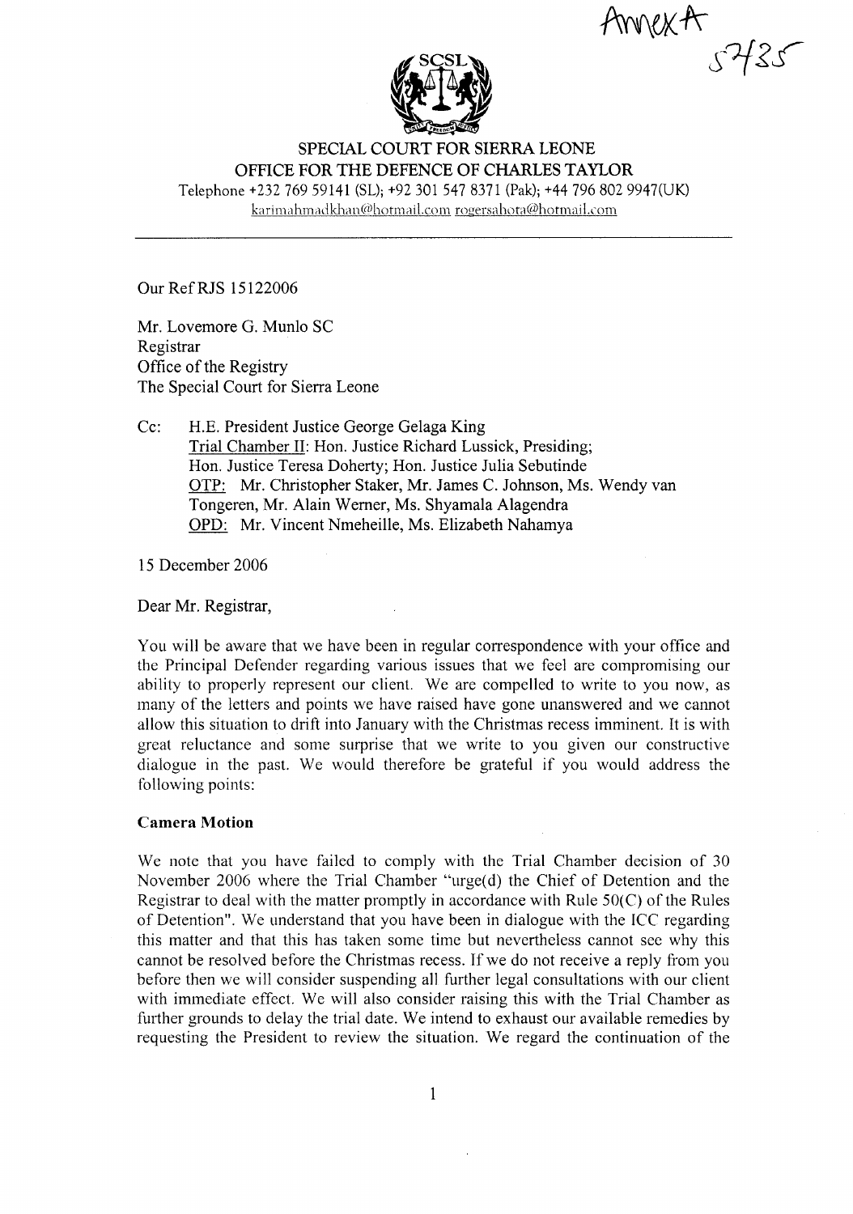Annex A

5735

SPECIAL COURT FOR SIERRA LEONE
OFFICE FOR THE DEFENCE OF CHARLES TAYLOR

Telephone +232 769 59141 (SL); +92 301 547 8371 (Pak); +44 796 802 9947(UK)
karimahmadkhan@hotmail.com rogersahota@hotmail.com

---

Our Ref RJS 15122006

Mr. Lovemore G. Munlo SC
Registrar
Office of the Registry
The Special Court for Sierra Leone

Cc: H.E. President Justice George Gelaga King
Trial Chamber II: Hon. Justice Richard Lussick, Presiding; Hon. Justice Teresa Doherty; Hon. Justice Julia Sebutinde
OTP: Mr. Christopher Staker, Mr. James C. Johnson, Ms. Wendy van Tongeren, Mr. Alain Werner, Ms. Shyamala Alagendra
OPD: Mr. Vincent Nmeheille, Ms. Elizabeth Nahamya

15 December 2006

Dear Mr. Registrar,

You will be aware that we have been in regular correspondence with your office and the Principal Defender regarding various issues that we feel are compromising our ability to properly represent our client. We are compelled to write to you now, as many of the letters and points we have raised have gone unanswered and we cannot allow this situation to drift into January with the Christmas recess imminent. It is with great reluctance and some surprise that we write to you given our constructive dialogue in the past. We would therefore be grateful if you would address the following points:

**Camera Motion**

We note that you have failed to comply with the Trial Chamber decision of 30 November 2006 where the Trial Chamber "urge(d) the Chief of Detention and the Registrar to deal with the matter promptly in accordance with Rule 50(C) of the Rules of Detention". We understand that you have been in dialogue with the ICC regarding this matter and that this has taken some time but nevertheless cannot see why this cannot be resolved before the Christmas recess. If we do not receive a reply from you before then we will consider suspending all further legal consultations with our client with immediate effect. We will also consider raising this with the Trial Chamber as further grounds to delay the trial date. We intend to exhaust our available remedies by requesting the President to review the situation. We regard the continuation of the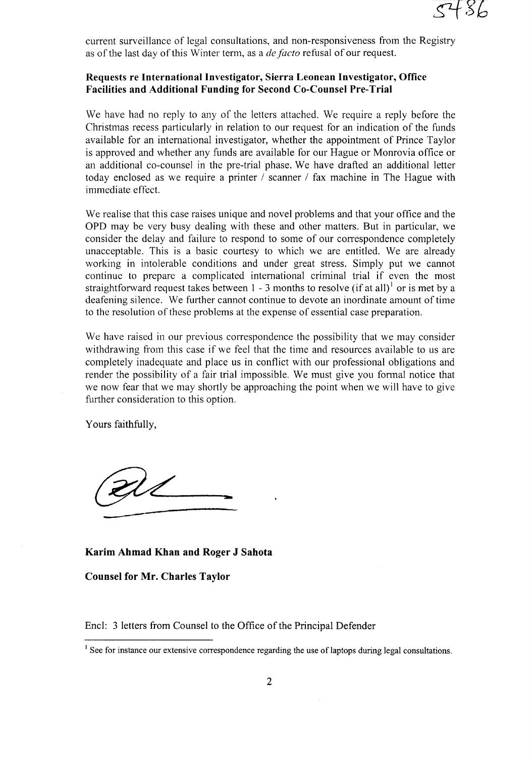current surveillance of legal consultations, and non-responsiveness from the Registry as of the last day of this Winter term, as a *de facto* refusal of our request.

**Requests re International Investigator, Sierra Leonean Investigator, Office Facilities and Additional Funding for Second Co-Counsel Pre-Trial**

We have had no reply to any of the letters attached. We require a reply before the Christmas recess particularly in relation to our request for an indication of the funds available for an international investigator, whether the appointment of Prince Taylor is approved and whether any funds are available for our Hague or Monrovia office or an additional co-counsel in the pre-trial phase. We have drafted an additional letter today enclosed as we require a printer / scanner / fax machine in The Hague with immediate effect.

We realise that this case raises unique and novel problems and that your office and the OPD may be very busy dealing with these and other matters. But in particular, we consider the delay and failure to respond to some of our correspondence completely unacceptable. This is a basic courtesy to which we are entitled. We are already working in intolerable conditions and under great stress. Simply put we cannot continue to prepare a complicated international criminal trial if even the most straightforward request takes between 1 - 3 months to resolve (if at all)[1] or is met by a deafening silence. We further cannot continue to devote an inordinate amount of time to the resolution of these problems at the expense of essential case preparation.

We have raised in our previous correspondence the possibility that we may consider withdrawing from this case if we feel that the time and resources available to us are completely inadequate and place us in conflict with our professional obligations and render the possibility of a fair trial impossible. We must give you formal notice that we now fear that we may shortly be approaching the point when we will have to give further consideration to this option.

Yours faithfully,

**Karim Ahmad Khan and Roger J Sahota**

**Counsel for Mr. Charles Taylor**

Encl: 3 letters from Counsel to the Office of the Principal Defender

---

[1] See for instance our extensive correspondence regarding the use of laptops during legal consultations.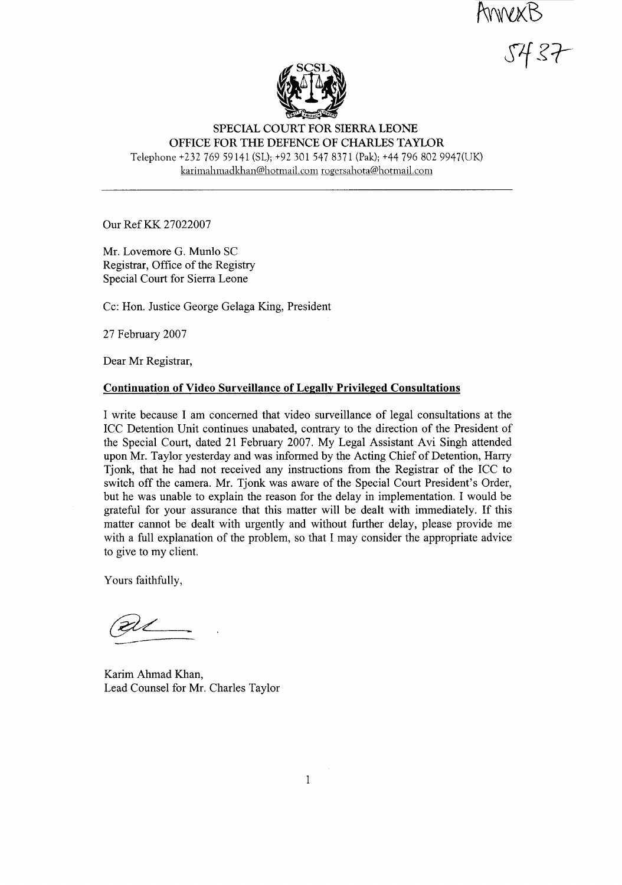AnnexB

5437

**SPECIAL COURT FOR SIERRA LEONE**
**OFFICE FOR THE DEFENCE OF CHARLES TAYLOR**

Telephone +232 769 59141 (SL); +92 301 547 8371 (Pak); +44 796 802 9947(UK)
karimahmadkhan@hotmail.com rogersahota@hotmail.com

---

Our Ref KK 27022007

Mr. Lovemore G. Munlo SC
Registrar, Office of the Registry
Special Court for Sierra Leone

Cc: Hon. Justice George Gelaga King, President

27 February 2007

Dear Mr Registrar,

**Continuation of Video Surveillance of Legally Privileged Consultations**

I write because I am concerned that video surveillance of legal consultations at the ICC Detention Unit continues unabated, contrary to the direction of the President of the Special Court, dated 21 February 2007. My Legal Assistant Avi Singh attended upon Mr. Taylor yesterday and was informed by the Acting Chief of Detention, Harry Tjonk, that he had not received any instructions from the Registrar of the ICC to switch off the camera. Mr. Tjonk was aware of the Special Court President's Order, but he was unable to explain the reason for the delay in implementation. I would be grateful for your assurance that this matter will be dealt with immediately. If this matter cannot be dealt with urgently and without further delay, please provide me with a full explanation of the problem, so that I may consider the appropriate advice to give to my client.

Yours faithfully,

Karim Ahmad Khan,
Lead Counsel for Mr. Charles Taylor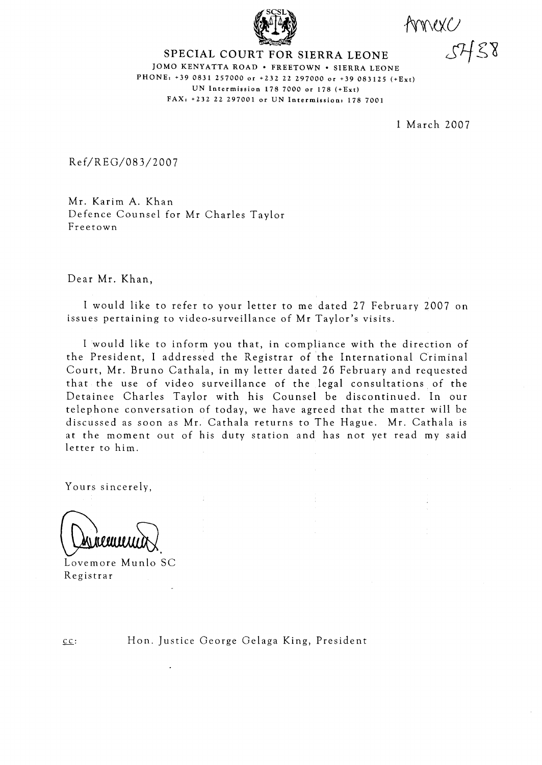Annexe

5438

SPECIAL COURT FOR SIERRA LEONE

JOMO KENYATTA ROAD • FREETOWN • SIERRA LEONE
PHONE: +39 0831 257000 or +232 22 297000 or +39 083125 (+Ext)
UN Intermission 178 7000 or 178 (+Ext)
FAX: +232 22 297001 or UN Intermission: 178 7001

1 March 2007

Ref/REG/083/2007

Mr. Karim A. Khan
Defence Counsel for Mr Charles Taylor
Freetown

Dear Mr. Khan,

I would like to refer to your letter to me dated 27 February 2007 on issues pertaining to video-surveillance of Mr Taylor's visits.

I would like to inform you that, in compliance with the direction of the President, I addressed the Registrar of the International Criminal Court, Mr. Bruno Cathala, in my letter dated 26 February and requested that the use of video surveillance of the legal consultations of the Detainee Charles Taylor with his Counsel be discontinued. In our telephone conversation of today, we have agreed that the matter will be discussed as soon as Mr. Cathala returns to The Hague. Mr. Cathala is at the moment out of his duty station and has not yet read my said letter to him.

Yours sincerely,

Lovemore Munlo SC
Registrar

cc: Hon. Justice George Gelaga King, President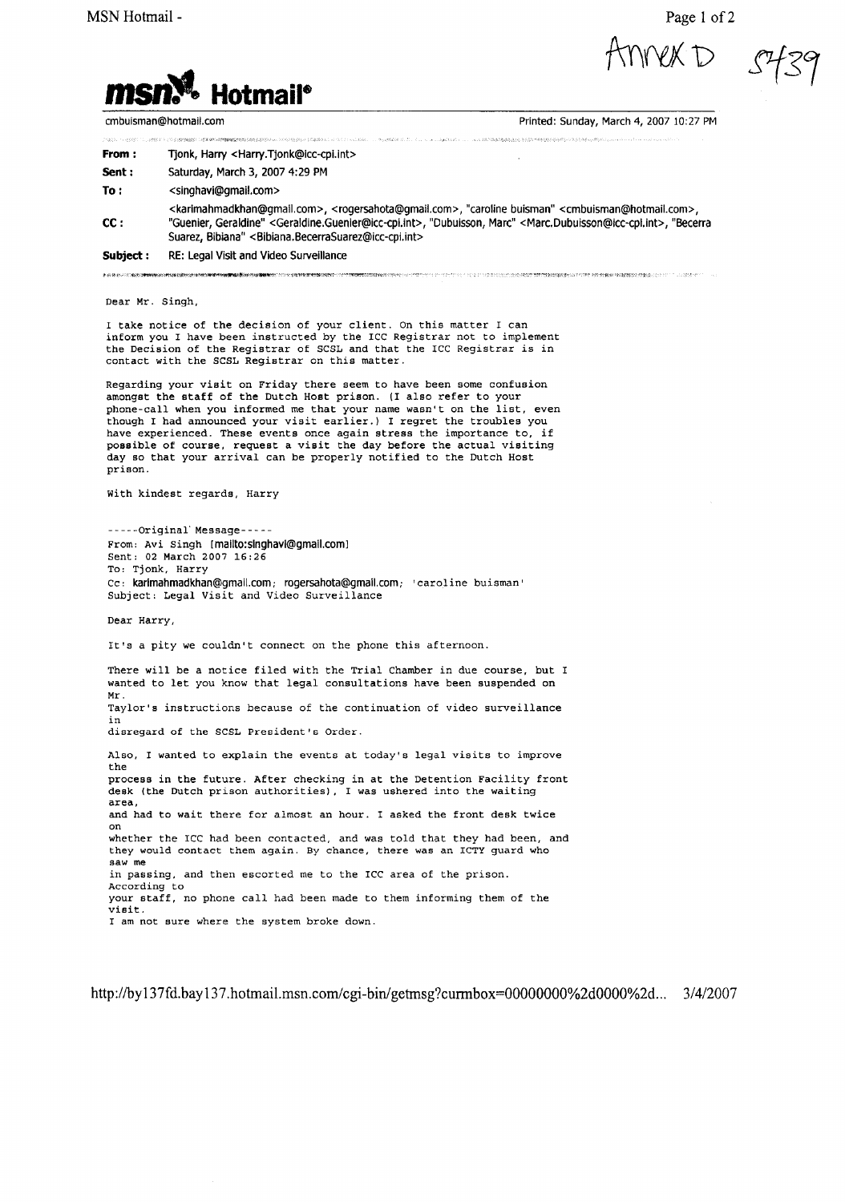Annex D 5439

**msn Hotmail**

cmbuisman@hotmail.com — Printed: Sunday, March 4, 2007 10:27 PM

**From :** Tjonk, Harry <Harry.Tjonk@icc-cpi.int>

**Sent :** Saturday, March 3, 2007 4:29 PM

**To :** <singhavi@gmail.com>

**CC :** <karimahmadkhan@gmail.com>, <rogersahota@gmail.com>, "caroline buisman" <cmbuisman@hotmail.com>, "Guenier, Geraldine" <Geraldine.Guenier@icc-cpi.int>, "Dubuisson, Marc" <Marc.Dubuisson@icc-cpi.int>, "Becerra Suarez, Bibiana" <Bibiana.BecerraSuarez@icc-cpi.int>

**Subject :** RE: Legal Visit and Video Surveillance

Dear Mr. Singh,

I take notice of the decision of your client. On this matter I can inform you I have been instructed by the ICC Registrar not to implement the Decision of the Registrar of SCSL and that the ICC Registrar is in contact with the SCSL Registrar on this matter.

Regarding your visit on Friday there seem to have been some confusion amongst the staff of the Dutch Host prison. (I also refer to your phone-call when you informed me that your name wasn't on the list, even though I had announced your visit earlier.) I regret the troubles you have experienced. These events once again stress the importance to, if possible of course, request a visit the day before the actual visiting day so that your arrival can be properly notified to the Dutch Host prison.

With kindest regards, Harry

-----Original Message-----
From: Avi Singh [mailto:singhavi@gmail.com]
Sent: 02 March 2007 16:26
To: Tjonk, Harry
Cc: karimahmadkhan@gmail.com; rogersahota@gmail.com; 'caroline buisman'
Subject: Legal Visit and Video Surveillance

Dear Harry,

It's a pity we couldn't connect on the phone this afternoon.

There will be a notice filed with the Trial Chamber in due course, but I wanted to let you know that legal consultations have been suspended on Mr. Taylor's instructions because of the continuation of video surveillance in disregard of the SCSL President's Order.

Also, I wanted to explain the events at today's legal visits to improve the process in the future. After checking in at the Detention Facility front desk (the Dutch prison authorities), I was ushered into the waiting area, and had to wait there for almost an hour. I asked the front desk twice on whether the ICC had been contacted, and was told that they had been, and they would contact them again. By chance, there was an ICTY guard who saw me in passing, and then escorted me to the ICC area of the prison. According to your staff, no phone call had been made to them informing them of the visit.
I am not sure where the system broke down.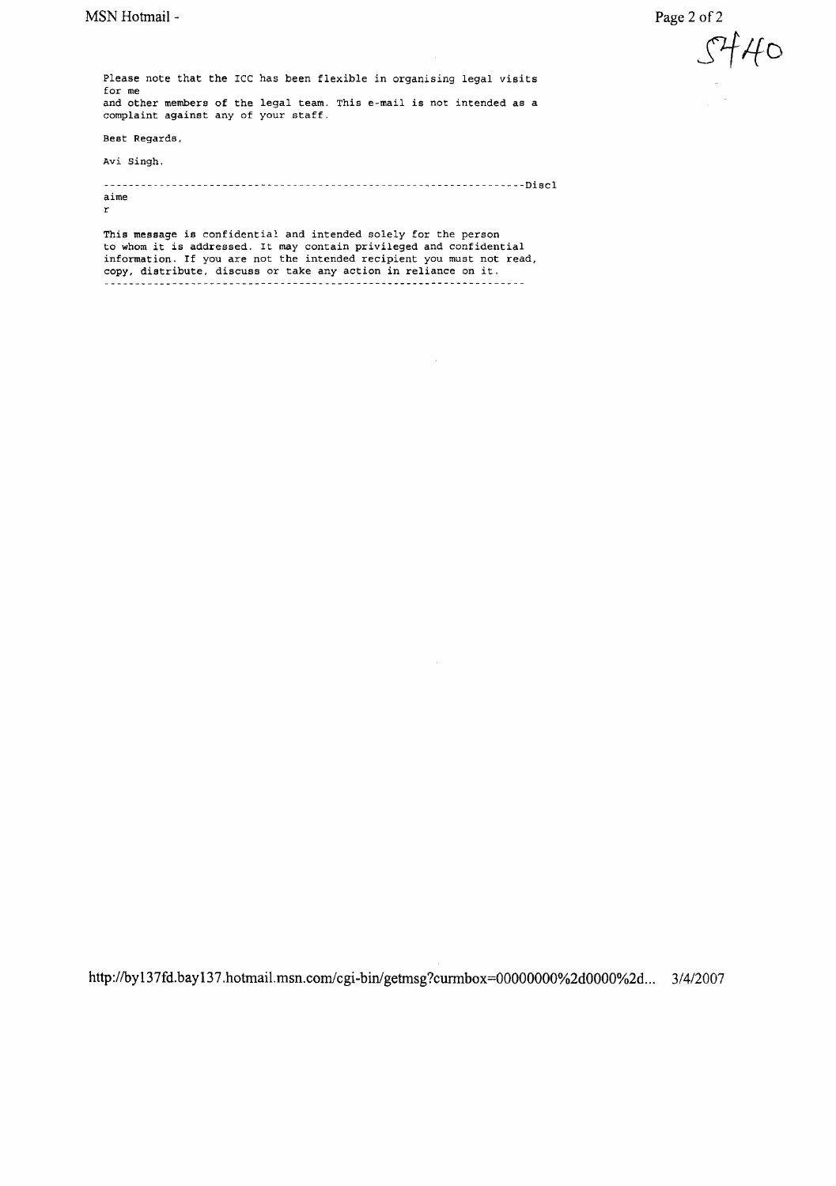Please note that the ICC has been flexible in organising legal visits for me
and other members of the legal team. This e-mail is not intended as a complaint against any of your staff.

Best Regards,

Avi Singh.

-------------------------------------------------------------------Disclaimer

This message is confidential and intended solely for the person to whom it is addressed. It may contain privileged and confidential information. If you are not the intended recipient you must not read, copy, distribute, discuss or take any action in reliance on it.

-------------------------------------------------------------------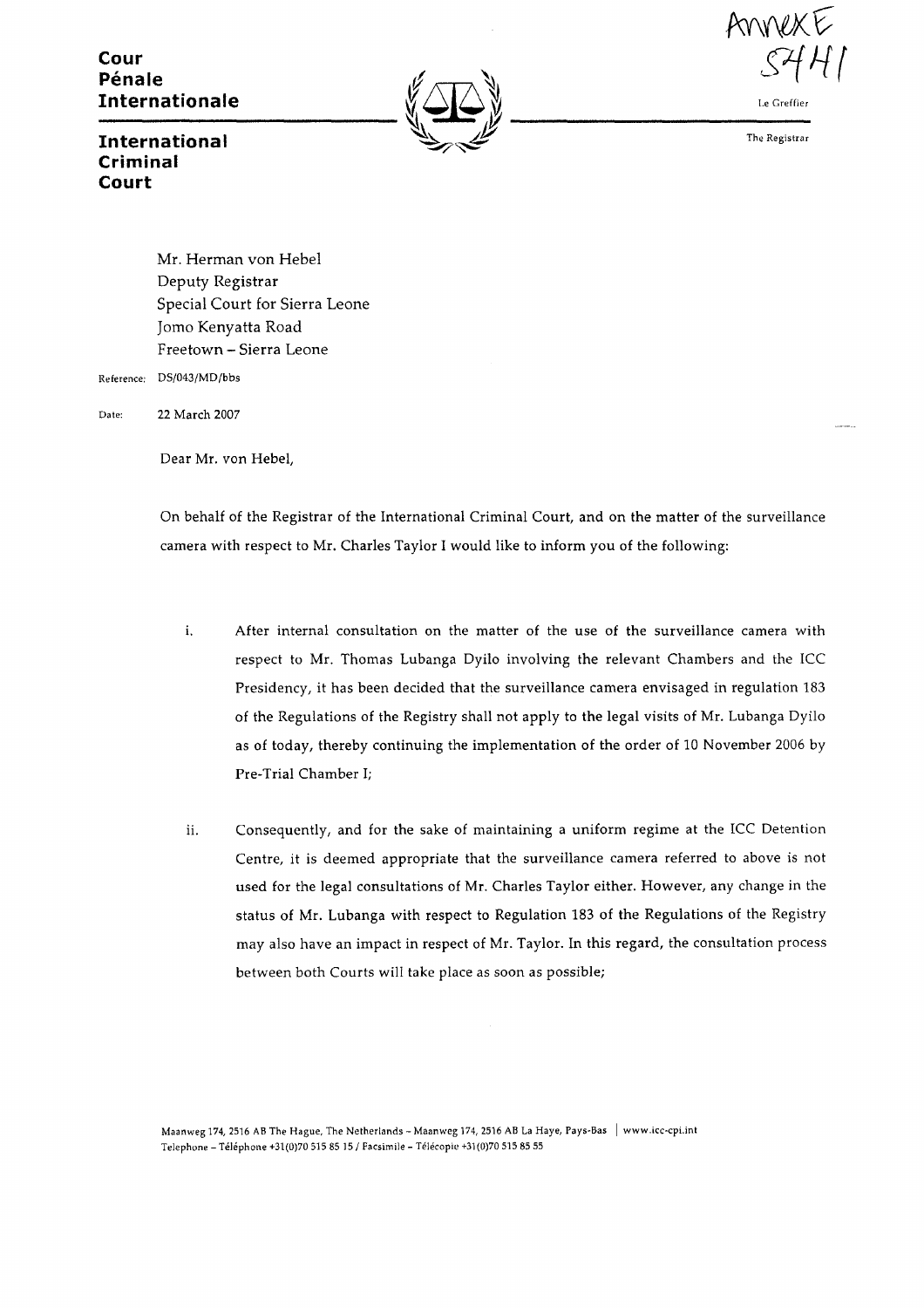**Cour Pénale Internationale**

**International Criminal Court**

Annex E
5441

Le Greffier

The Registrar

Mr. Herman von Hebel
Deputy Registrar
Special Court for Sierra Leone
Jomo Kenyatta Road
Freetown – Sierra Leone

Reference: DS/043/MD/bbs

Date: 22 March 2007

Dear Mr. von Hebel,

On behalf of the Registrar of the International Criminal Court, and on the matter of the surveillance camera with respect to Mr. Charles Taylor I would like to inform you of the following:

i. After internal consultation on the matter of the use of the surveillance camera with respect to Mr. Thomas Lubanga Dyilo involving the relevant Chambers and the ICC Presidency, it has been decided that the surveillance camera envisaged in regulation 183 of the Regulations of the Registry shall not apply to the legal visits of Mr. Lubanga Dyilo as of today, thereby continuing the implementation of the order of 10 November 2006 by Pre-Trial Chamber I;

ii. Consequently, and for the sake of maintaining a uniform regime at the ICC Detention Centre, it is deemed appropriate that the surveillance camera referred to above is not used for the legal consultations of Mr. Charles Taylor either. However, any change in the status of Mr. Lubanga with respect to Regulation 183 of the Regulations of the Registry may also have an impact in respect of Mr. Taylor. In this regard, the consultation process between both Courts will take place as soon as possible;

Maanweg 174, 2516 AB The Hague, The Netherlands – Maanweg 174, 2516 AB La Haye, Pays-Bas | www.icc-cpi.int
Telephone – Téléphone +31(0)70 515 85 15 / Facsimile – Télécopie +31(0)70 515 85 55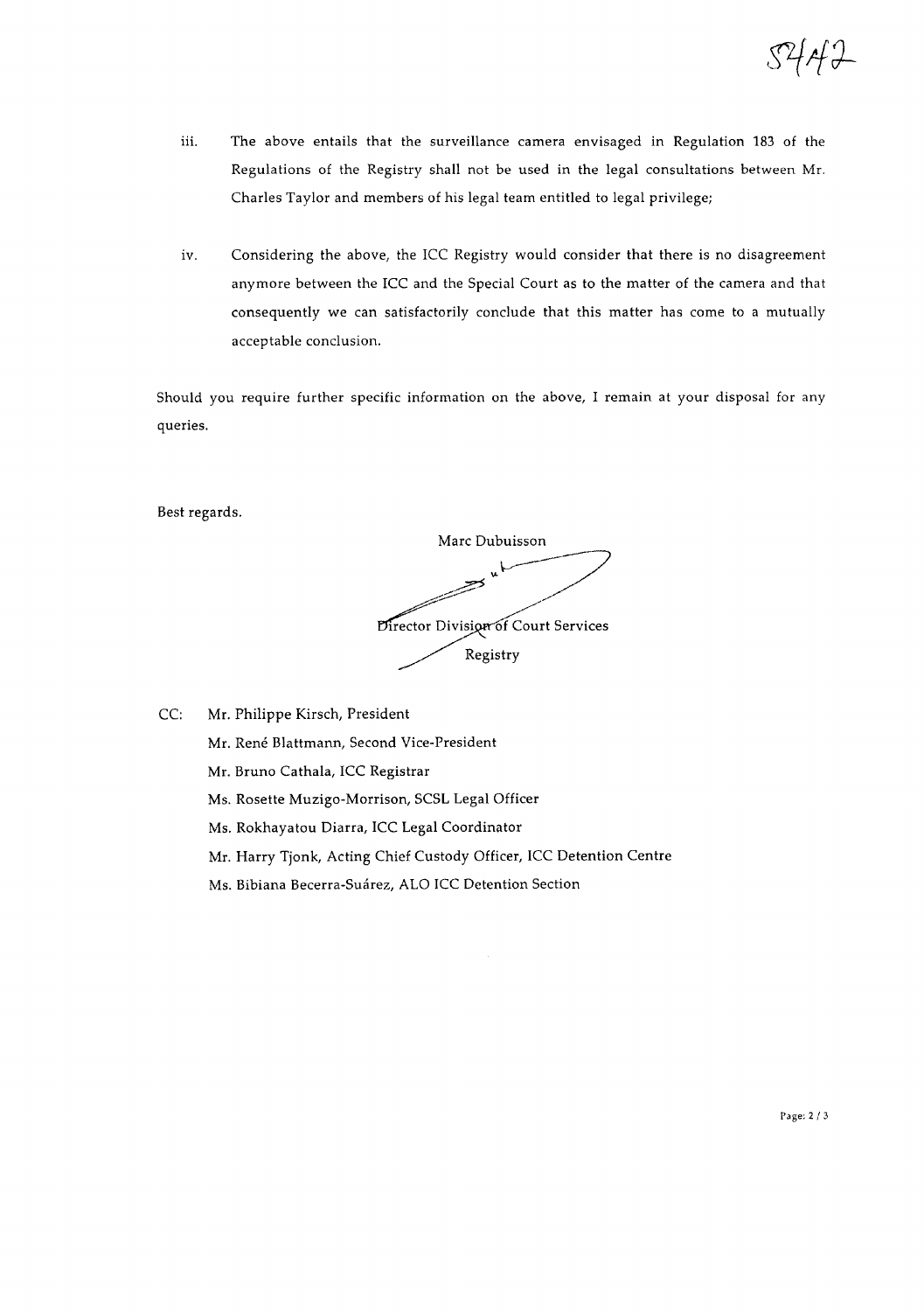iii. The above entails that the surveillance camera envisaged in Regulation 183 of the Regulations of the Registry shall not be used in the legal consultations between Mr. Charles Taylor and members of his legal team entitled to legal privilege;

iv. Considering the above, the ICC Registry would consider that there is no disagreement anymore between the ICC and the Special Court as to the matter of the camera and that consequently we can satisfactorily conclude that this matter has come to a mutually acceptable conclusion.

Should you require further specific information on the above, I remain at your disposal for any queries.

Best regards.

Marc Dubuisson

Director Division of Court Services

Registry

CC: Mr. Philippe Kirsch, President

Mr. René Blattmann, Second Vice-President

Mr. Bruno Cathala, ICC Registrar

Ms. Rosette Muzigo-Morrison, SCSL Legal Officer

Ms. Rokhayatou Diarra, ICC Legal Coordinator

Mr. Harry Tjonk, Acting Chief Custody Officer, ICC Detention Centre

Ms. Bibiana Becerra-Suárez, ALO ICC Detention Section